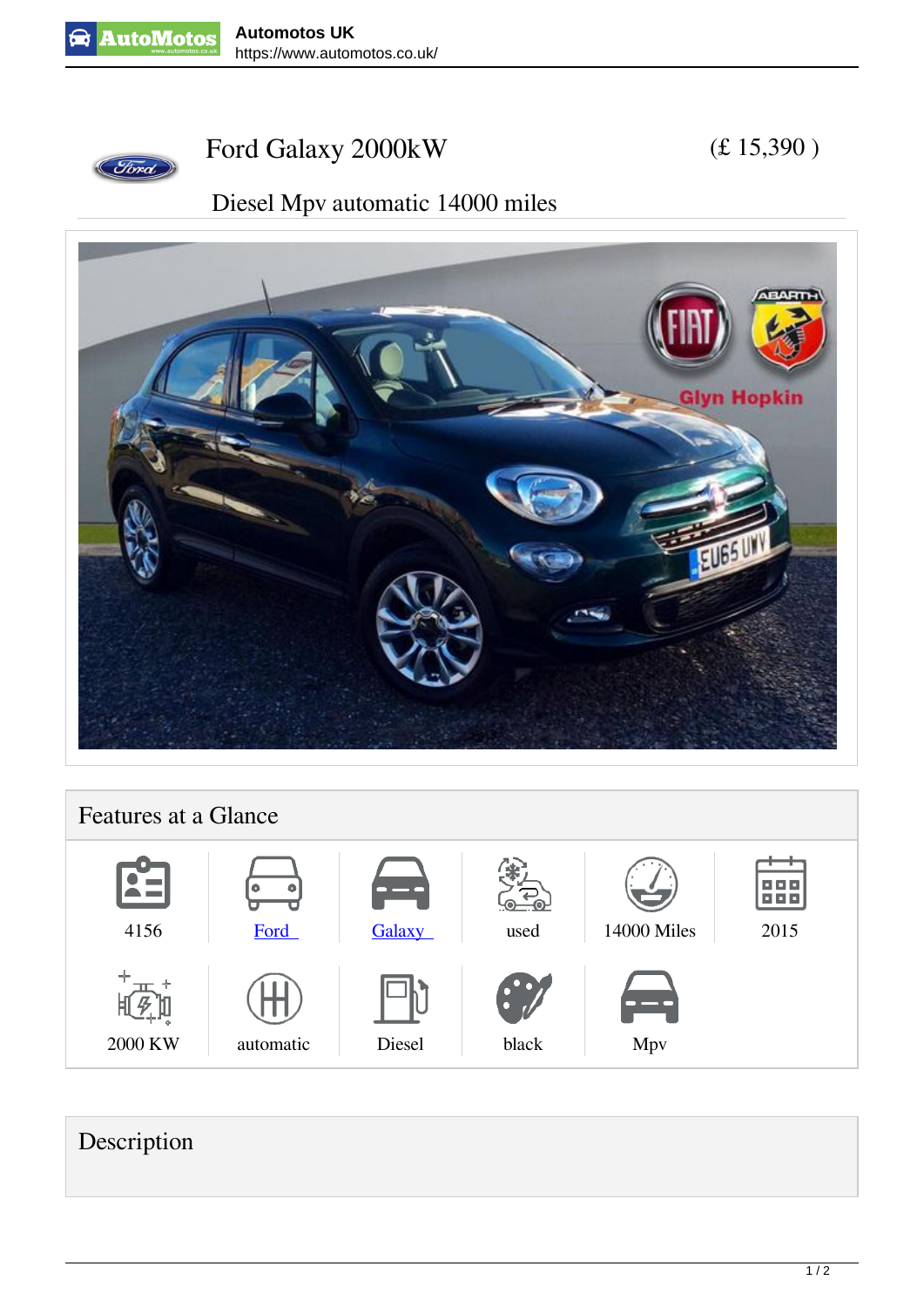# Ford Galaxy 2000kW

(£ 15,390 )

Diesel Mpv automatic 14000 miles

## Features at a Glance

| | | | | | |
|---|---|---|---|---|---|
| 4156 | Ford | Galaxy | used | 14000 Miles | 2015 |
| 2000 KW | automatic | Diesel | black | Mpv | |

## Description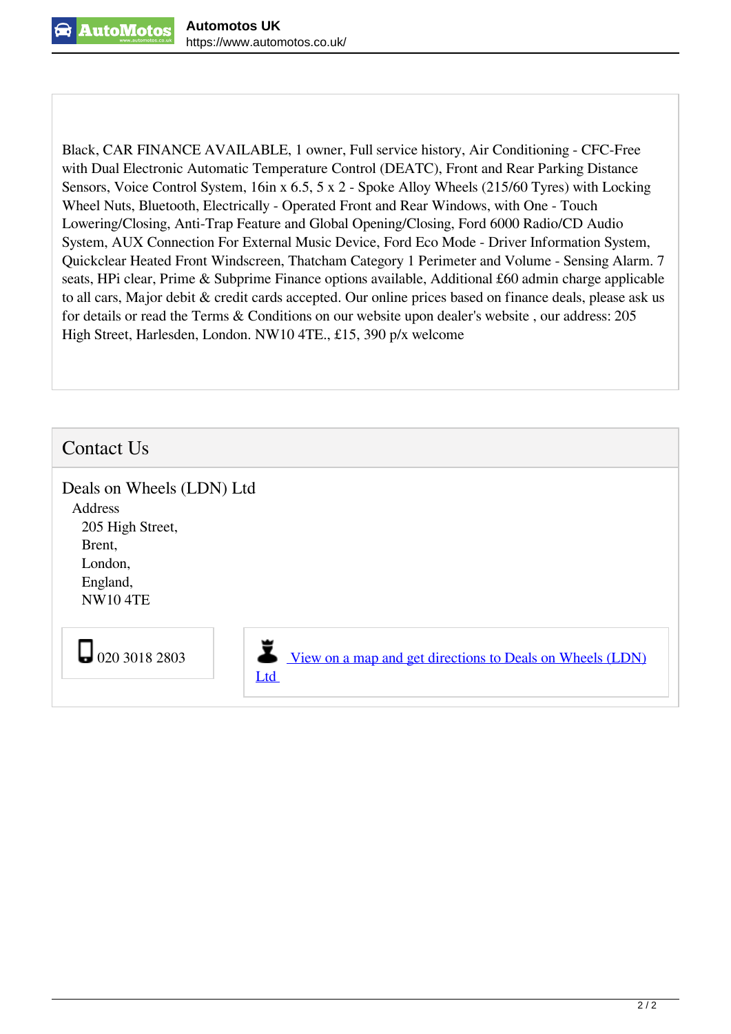Black, CAR FINANCE AVAILABLE, 1 owner, Full service history, Air Conditioning - CFC-Free with Dual Electronic Automatic Temperature Control (DEATC), Front and Rear Parking Distance Sensors, Voice Control System, 16in x 6.5, 5 x 2 - Spoke Alloy Wheels (215/60 Tyres) with Locking Wheel Nuts, Bluetooth, Electrically - Operated Front and Rear Windows, with One - Touch Lowering/Closing, Anti-Trap Feature and Global Opening/Closing, Ford 6000 Radio/CD Audio System, AUX Connection For External Music Device, Ford Eco Mode - Driver Information System, Quickclear Heated Front Windscreen, Thatcham Category 1 Perimeter and Volume - Sensing Alarm. 7 seats, HPi clear, Prime & Subprime Finance options available, Additional £60 admin charge applicable to all cars, Major debit & credit cards accepted. Our online prices based on finance deals, please ask us for details or read the Terms & Conditions on our website upon dealer's website , our address: 205 High Street, Harlesden, London. NW10 4TE., £15, 390 p/x welcome

## Contact Us

### Deals on Wheels (LDN) Ltd

Address

205 High Street,
Brent,
London,
England,
NW10 4TE

020 3018 2803

View on a map and get directions to Deals on Wheels (LDN) Ltd